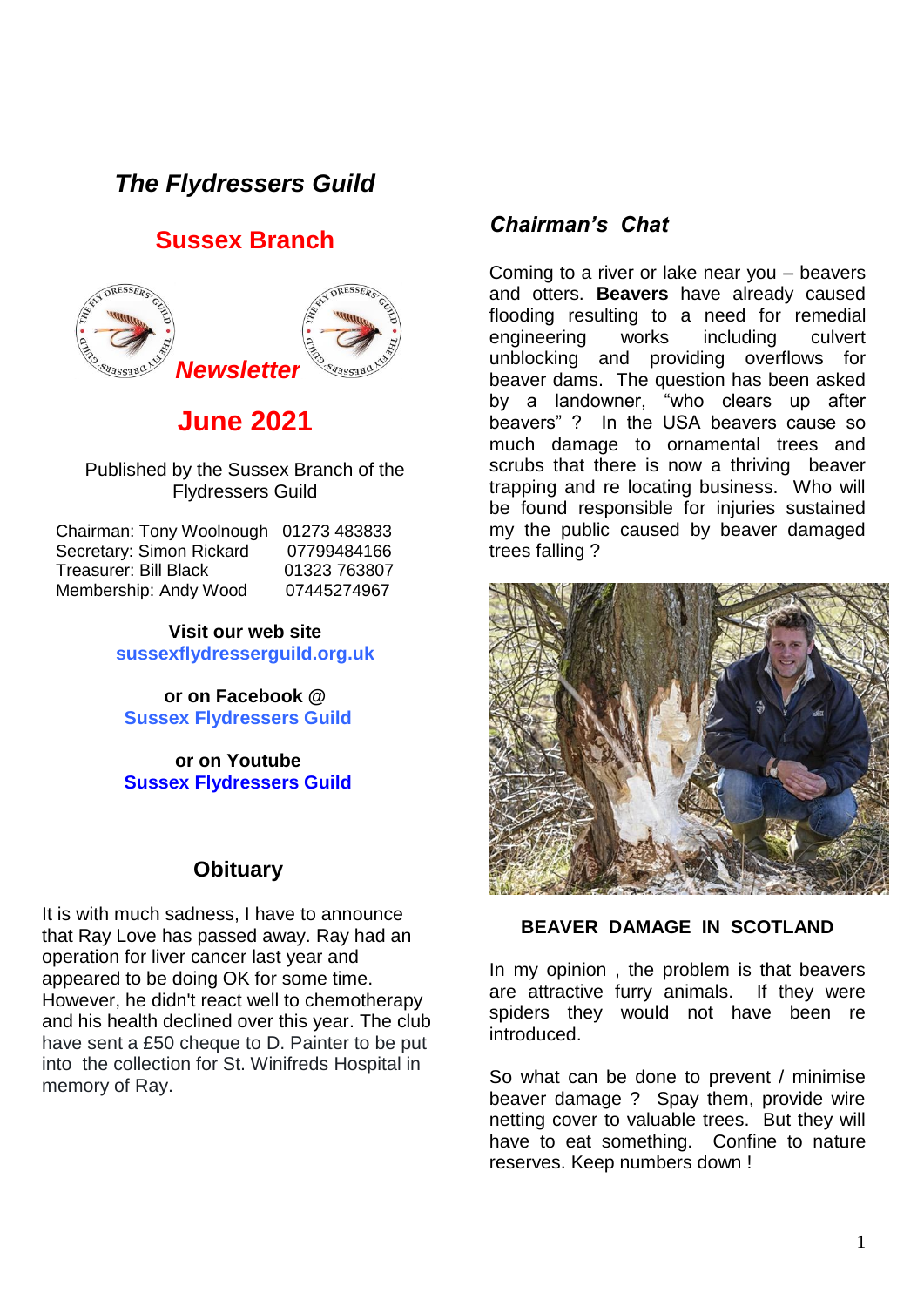# *The Flydressers Guild*

## Sussex Branch

***Newsletter***

## June 2021

Published by the Sussex Branch of the Flydressers Guild

| | |
|---|---|
| Chairman: Tony Woolnough | 01273 483833 |
| Secretary: Simon Rickard | 07799484166 |
| Treasurer: Bill Black | 01323 763807 |
| Membership: Andy Wood | 07445274967 |

**Visit our web site**
**sussexflydresserguild.org.uk**

**or on Facebook @**
**Sussex Flydressers Guild**

**or on Youtube**
**Sussex Flydressers Guild**

### Obituary

It is with much sadness, I have to announce that Ray Love has passed away. Ray had an operation for liver cancer last year and appeared to be doing OK for some time. However, he didn't react well to chemotherapy and his health declined over this year. The club have sent a £50 cheque to D. Painter to be put into the collection for St. Winifreds Hospital in memory of Ray.

### *Chairman's Chat*

Coming to a river or lake near you – beavers and otters. **Beavers** have already caused flooding resulting to a need for remedial engineering works including culvert unblocking and providing overflows for beaver dams. The question has been asked by a landowner, "who clears up after beavers" ? In the USA beavers cause so much damage to ornamental trees and scrubs that there is now a thriving beaver trapping and re locating business. Who will be found responsible for injuries sustained my the public caused by beaver damaged trees falling ?

**BEAVER DAMAGE IN SCOTLAND**

In my opinion , the problem is that beavers are attractive furry animals. If they were spiders they would not have been re introduced.

So what can be done to prevent / minimise beaver damage ? Spay them, provide wire netting cover to valuable trees. But they will have to eat something. Confine to nature reserves. Keep numbers down !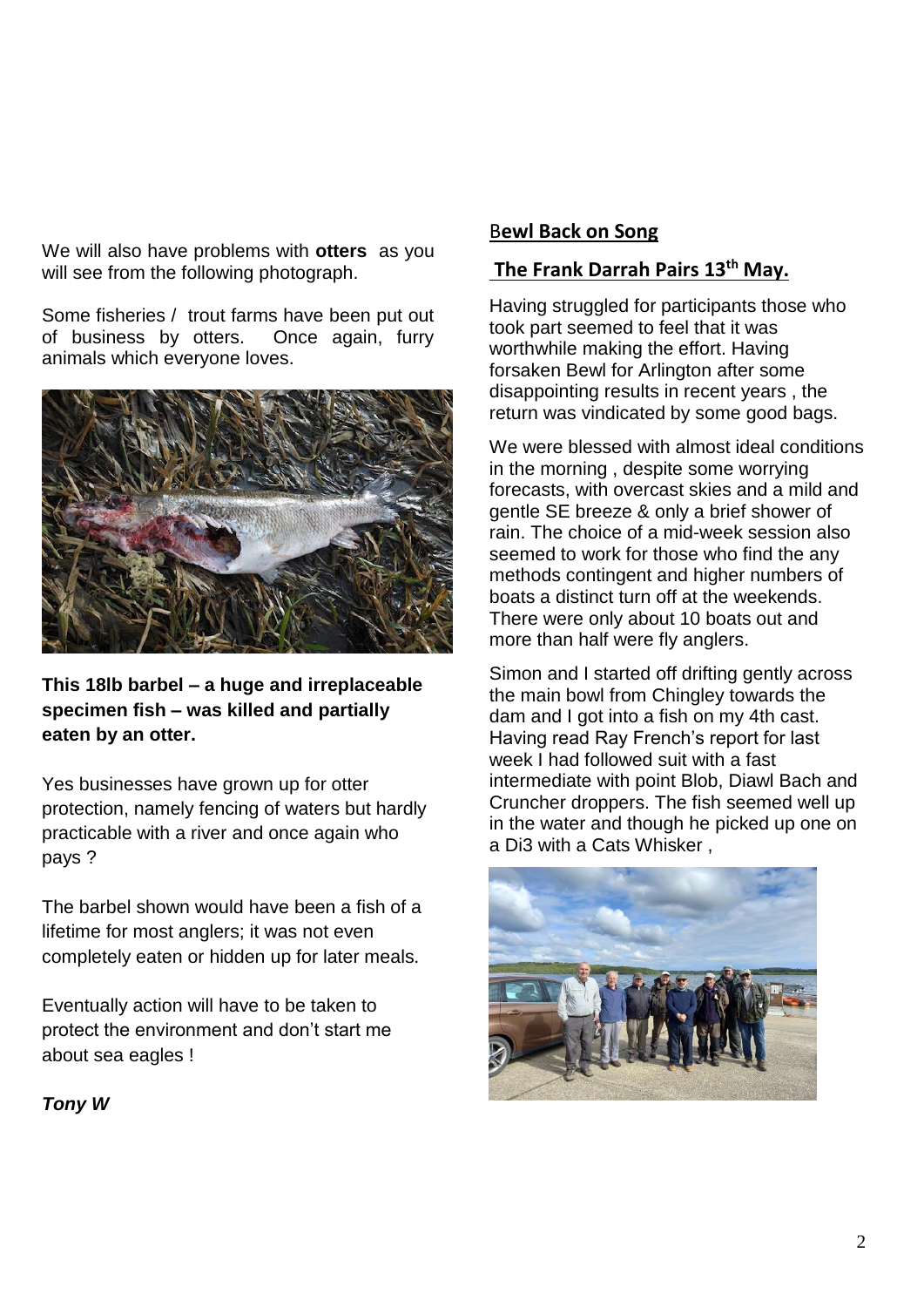We will also have problems with **otters** as you will see from the following photograph.

Some fisheries / trout farms have been put out of business by otters. Once again, furry animals which everyone loves.

**This 18lb barbel – a huge and irreplaceable specimen fish – was killed and partially eaten by an otter.**

Yes businesses have grown up for otter protection, namely fencing of waters but hardly practicable with a river and once again who pays ?

The barbel shown would have been a fish of a lifetime for most anglers; it was not even completely eaten or hidden up for later meals.

Eventually action will have to be taken to protect the environment and don't start me about sea eagles !

***Tony W***

## Bewl Back on Song

## The Frank Darrah Pairs 13th May.

Having struggled for participants those who took part seemed to feel that it was worthwhile making the effort. Having forsaken Bewl for Arlington after some disappointing results in recent years , the return was vindicated by some good bags.

We were blessed with almost ideal conditions in the morning , despite some worrying forecasts, with overcast skies and a mild and gentle SE breeze & only a brief shower of rain. The choice of a mid-week session also seemed to work for those who find the any methods contingent and higher numbers of boats a distinct turn off at the weekends. There were only about 10 boats out and more than half were fly anglers.

Simon and I started off drifting gently across the main bowl from Chingley towards the dam and I got into a fish on my 4th cast. Having read Ray French's report for last week I had followed suit with a fast intermediate with point Blob, Diawl Bach and Cruncher droppers. The fish seemed well up in the water and though he picked up one on a Di3 with a Cats Whisker ,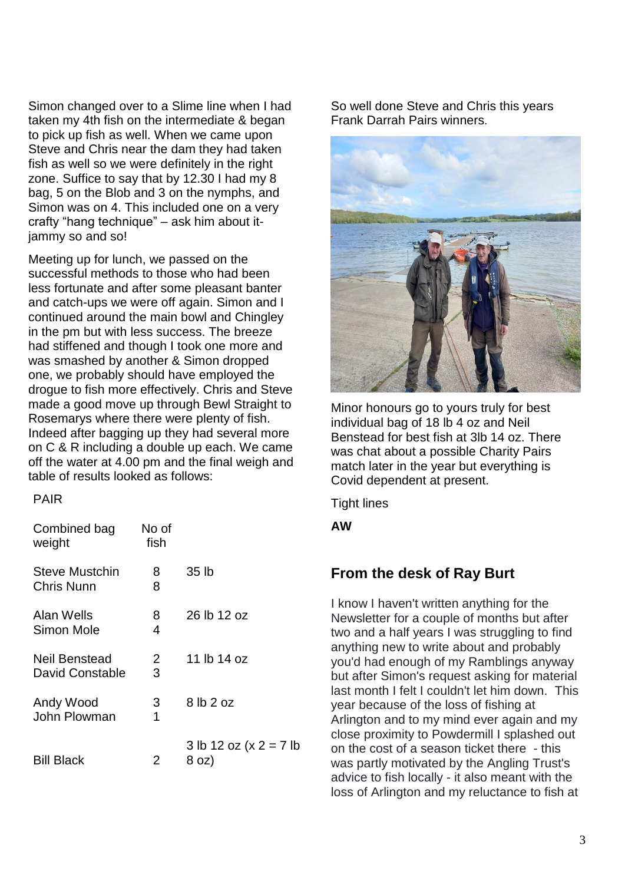Simon changed over to a Slime line when I had taken my 4th fish on the intermediate & began to pick up fish as well. When we came upon Steve and Chris near the dam they had taken fish as well so we were definitely in the right zone. Suffice to say that by 12.30 I had my 8 bag, 5 on the Blob and 3 on the nymphs, and Simon was on 4. This included one on a very crafty "hang technique" – ask him about it- jammy so and so!

Meeting up for lunch, we passed on the successful methods to those who had been less fortunate and after some pleasant banter and catch-ups we were off again. Simon and I continued around the main bowl and Chingley in the pm but with less success. The breeze had stiffened and though I took one more and was smashed by another & Simon dropped one, we probably should have employed the drogue to fish more effectively. Chris and Steve made a good move up through Bewl Straight to Rosemarys where there were plenty of fish. Indeed after bagging up they had several more on C & R including a double up each. We came off the water at 4.00 pm and the final weigh and table of results looked as follows:

| PAIR | | |
|---|---|---|
| Combined bag weight | No of fish | |
| Steve Mustchin<br>Chris Nunn | 8<br>8 | 35 lb |
| Alan Wells<br>Simon Mole | 8<br>4 | 26 lb 12 oz |
| Neil Benstead<br>David Constable | 2<br>3 | 11 lb 14 oz |
| Andy Wood<br>John Plowman | 3<br>1 | 8 lb 2 oz |
| Bill Black | 2 | 3 lb 12 oz (x 2 = 7 lb 8 oz) |

So well done Steve and Chris this years Frank Darrah Pairs winners.

Minor honours go to yours truly for best individual bag of 18 lb 4 oz and Neil Benstead for best fish at 3lb 14 oz. There was chat about a possible Charity Pairs match later in the year but everything is Covid dependent at present.

Tight lines

**AW**

## From the desk of Ray Burt

I know I haven't written anything for the Newsletter for a couple of months but after two and a half years I was struggling to find anything new to write about and probably you'd had enough of my Ramblings anyway but after Simon's request asking for material last month I felt I couldn't let him down. This year because of the loss of fishing at Arlington and to my mind ever again and my close proximity to Powdermill I splashed out on the cost of a season ticket there - this was partly motivated by the Angling Trust's advice to fish locally - it also meant with the loss of Arlington and my reluctance to fish at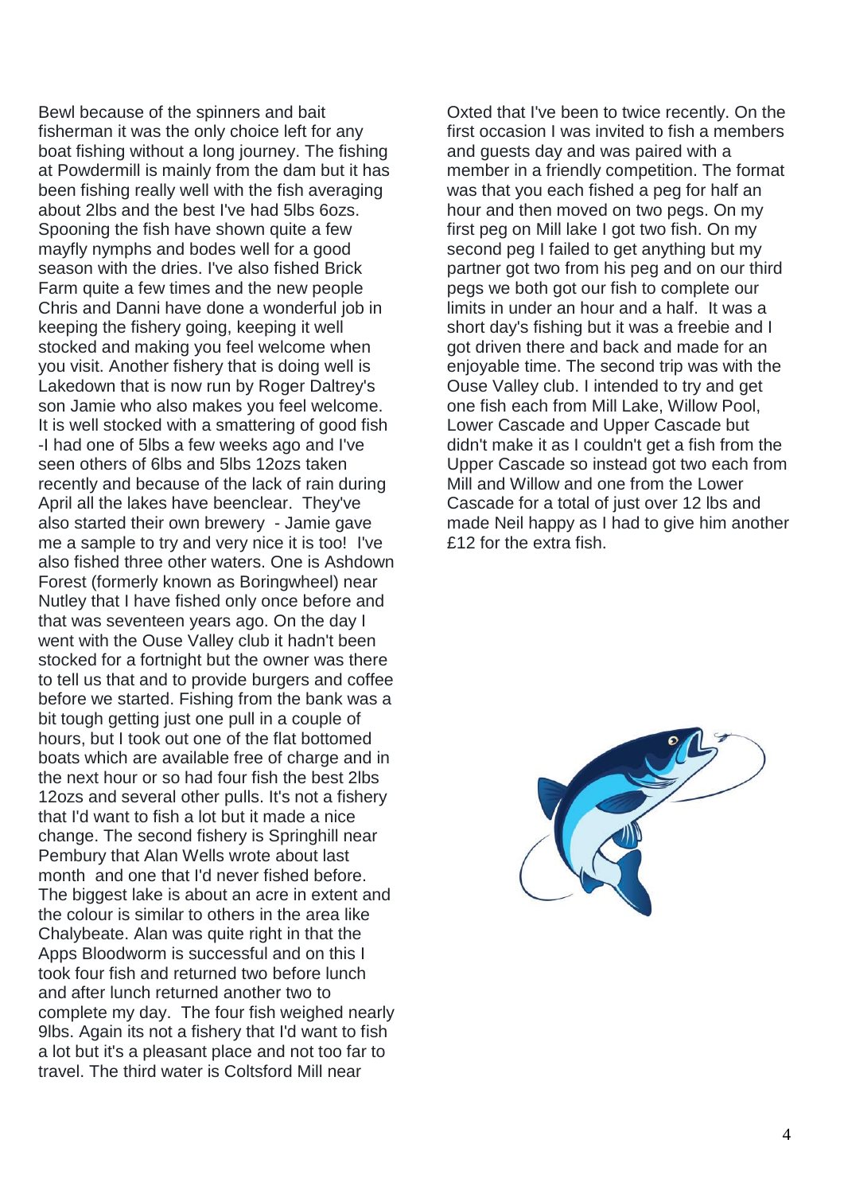Bewl because of the spinners and bait fisherman it was the only choice left for any boat fishing without a long journey. The fishing at Powdermill is mainly from the dam but it has been fishing really well with the fish averaging about 2lbs and the best I've had 5lbs 6ozs. Spooning the fish have shown quite a few mayfly nymphs and bodes well for a good season with the dries. I've also fished Brick Farm quite a few times and the new people Chris and Danni have done a wonderful job in keeping the fishery going, keeping it well stocked and making you feel welcome when you visit. Another fishery that is doing well is Lakedown that is now run by Roger Daltrey's son Jamie who also makes you feel welcome. It is well stocked with a smattering of good fish -I had one of 5lbs a few weeks ago and I've seen others of 6lbs and 5lbs 12ozs taken recently and because of the lack of rain during April all the lakes have beenclear. They've also started their own brewery - Jamie gave me a sample to try and very nice it is too! I've also fished three other waters. One is Ashdown Forest (formerly known as Boringwheel) near Nutley that I have fished only once before and that was seventeen years ago. On the day I went with the Ouse Valley club it hadn't been stocked for a fortnight but the owner was there to tell us that and to provide burgers and coffee before we started. Fishing from the bank was a bit tough getting just one pull in a couple of hours, but I took out one of the flat bottomed boats which are available free of charge and in the next hour or so had four fish the best 2lbs 12ozs and several other pulls. It's not a fishery that I'd want to fish a lot but it made a nice change. The second fishery is Springhill near Pembury that Alan Wells wrote about last month and one that I'd never fished before. The biggest lake is about an acre in extent and the colour is similar to others in the area like Chalybeate. Alan was quite right in that the Apps Bloodworm is successful and on this I took four fish and returned two before lunch and after lunch returned another two to complete my day. The four fish weighed nearly 9lbs. Again its not a fishery that I'd want to fish a lot but it's a pleasant place and not too far to travel. The third water is Coltsford Mill near Oxted that I've been to twice recently. On the first occasion I was invited to fish a members and guests day and was paired with a member in a friendly competition. The format was that you each fished a peg for half an hour and then moved on two pegs. On my first peg on Mill lake I got two fish. On my second peg I failed to get anything but my partner got two from his peg and on our third pegs we both got our fish to complete our limits in under an hour and a half. It was a short day's fishing but it was a freebie and I got driven there and back and made for an enjoyable time. The second trip was with the Ouse Valley club. I intended to try and get one fish each from Mill Lake, Willow Pool, Lower Cascade and Upper Cascade but didn't make it as I couldn't get a fish from the Upper Cascade so instead got two each from Mill and Willow and one from the Lower Cascade for a total of just over 12 lbs and made Neil happy as I had to give him another £12 for the extra fish.